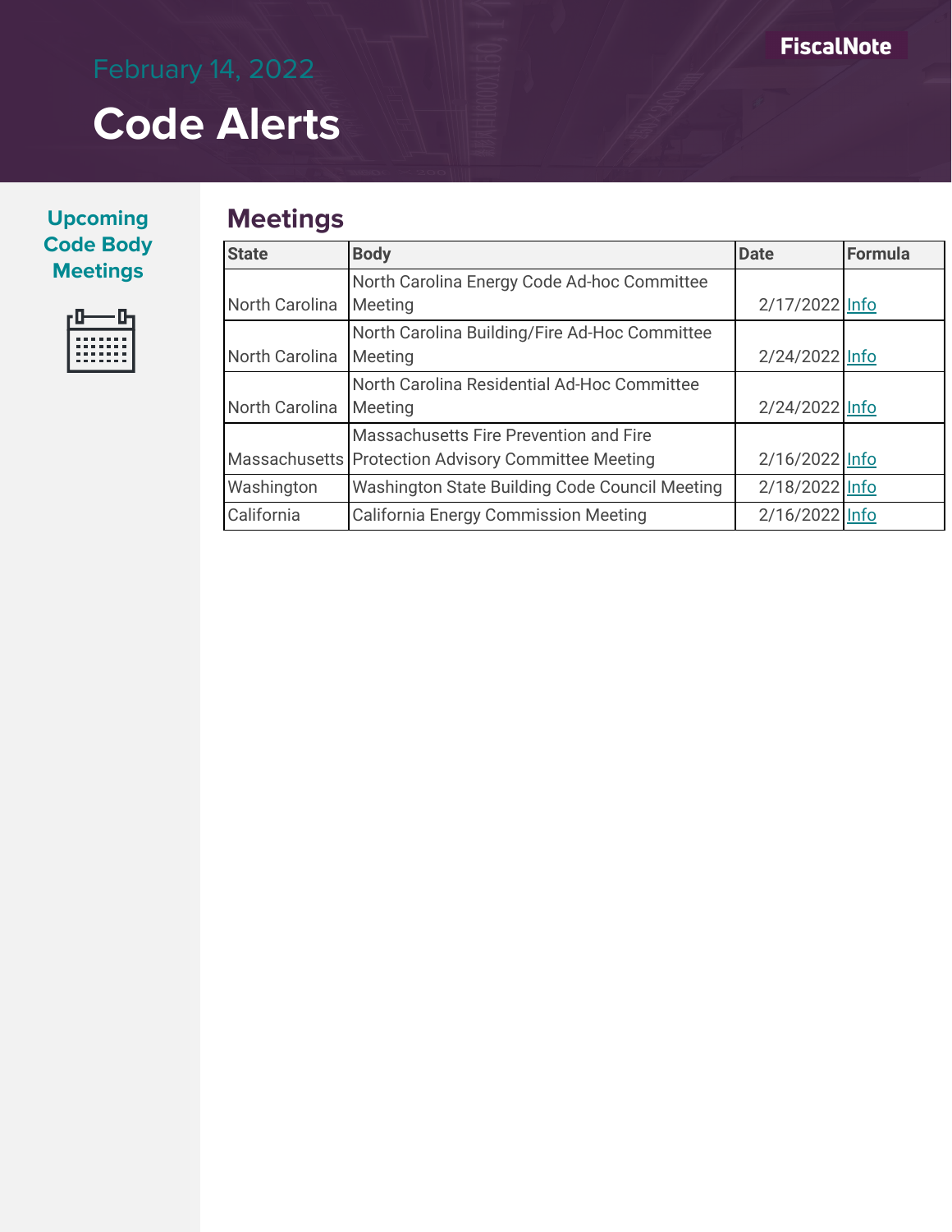February 14, 2022

# Code Alerts

FiscalNote

**Upcoming Code Body Meetings**

## Meetings

| State | Body | Date | Formula |
|---|---|---|---|
| North Carolina | North Carolina Energy Code Ad-hoc Committee Meeting | 2/17/2022 | Info |
| North Carolina | North Carolina Building/Fire Ad-Hoc Committee Meeting | 2/24/2022 | Info |
| North Carolina | North Carolina Residential Ad-Hoc Committee Meeting | 2/24/2022 | Info |
| Massachusetts | Massachusetts Fire Prevention and Fire Protection Advisory Committee Meeting | 2/16/2022 | Info |
| Washington | Washington State Building Code Council Meeting | 2/18/2022 | Info |
| California | California Energy Commission Meeting | 2/16/2022 | Info |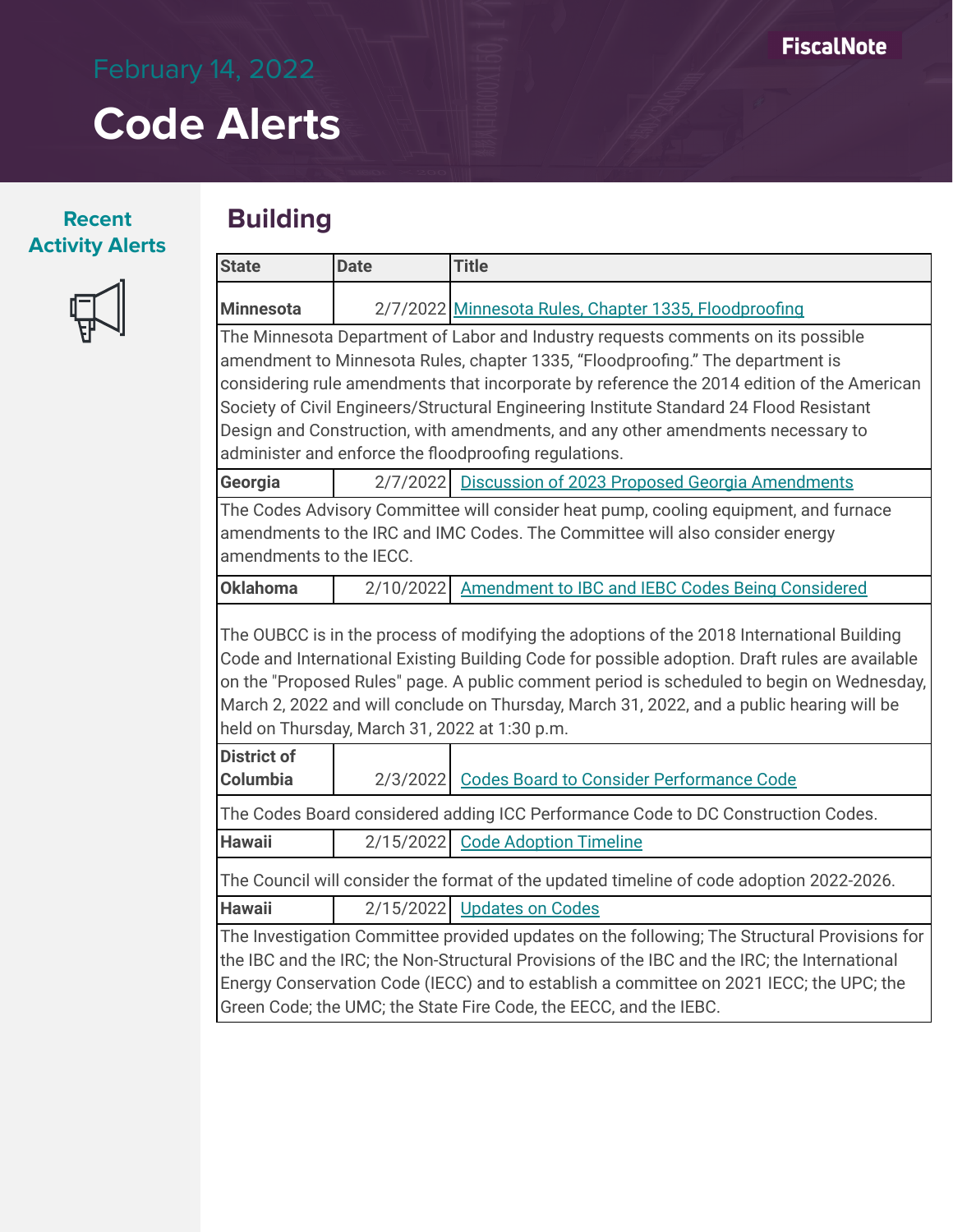February 14, 2022

# Code Alerts

**Recent Activity Alerts**

## Building

| State | Date | Title |
| --- | --- | --- |
| **Minnesota** | 2/7/2022 | Minnesota Rules, Chapter 1335, Floodproofing |
| The Minnesota Department of Labor and Industry requests comments on its possible amendment to Minnesota Rules, chapter 1335, "Floodproofing." The department is considering rule amendments that incorporate by reference the 2014 edition of the American Society of Civil Engineers/Structural Engineering Institute Standard 24 Flood Resistant Design and Construction, with amendments, and any other amendments necessary to administer and enforce the floodproofing regulations. | | |
| **Georgia** | 2/7/2022 | Discussion of 2023 Proposed Georgia Amendments |
| The Codes Advisory Committee will consider heat pump, cooling equipment, and furnace amendments to the IRC and IMC Codes. The Committee will also consider energy amendments to the IECC. | | |
| **Oklahoma** | 2/10/2022 | Amendment to IBC and IEBC Codes Being Considered |
| The OUBCC is in the process of modifying the adoptions of the 2018 International Building Code and International Existing Building Code for possible adoption. Draft rules are available on the "Proposed Rules" page. A public comment period is scheduled to begin on Wednesday, March 2, 2022 and will conclude on Thursday, March 31, 2022, and a public hearing will be held on Thursday, March 31, 2022 at 1:30 p.m. | | |
| **District of Columbia** | 2/3/2022 | Codes Board to Consider Performance Code |
| The Codes Board considered adding ICC Performance Code to DC Construction Codes. | | |
| **Hawaii** | 2/15/2022 | Code Adoption Timeline |
| The Council will consider the format of the updated timeline of code adoption 2022-2026. | | |
| **Hawaii** | 2/15/2022 | Updates on Codes |
| The Investigation Committee provided updates on the following; The Structural Provisions for the IBC and the IRC; the Non-Structural Provisions of the IBC and the IRC; the International Energy Conservation Code (IECC) and to establish a committee on 2021 IECC; the UPC; the Green Code; the UMC; the State Fire Code, the EECC, and the IEBC. | | |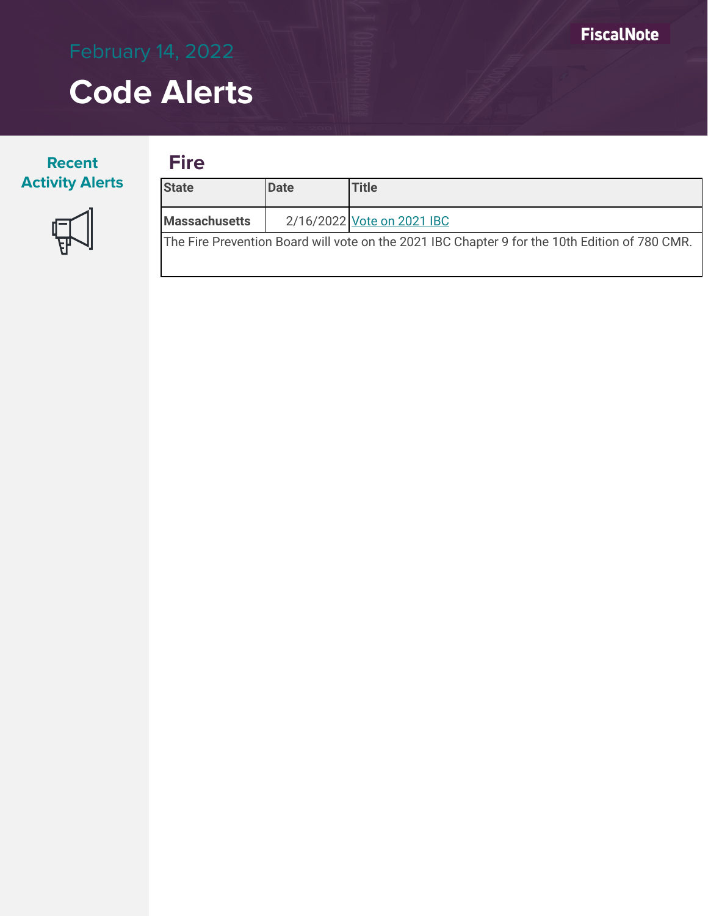February 14, 2022

# Code Alerts

## Recent Activity Alerts

## Fire

| State | Date | Title |
| --- | --- | --- |
| **Massachusetts** | 2/16/2022 | Vote on 2021 IBC |
| The Fire Prevention Board will vote on the 2021 IBC Chapter 9 for the 10th Edition of 780 CMR. | | |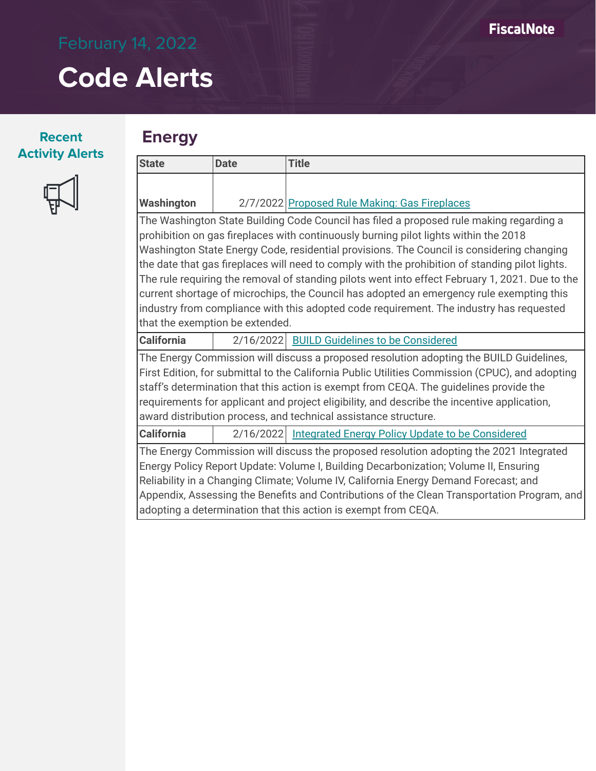February 14, 2022

# Code Alerts

**Recent Activity Alerts**

## Energy

| State | Date | Title |
|---|---|---|
| **Washington** | 2/7/2022 | Proposed Rule Making: Gas Fireplaces |
| The Washington State Building Code Council has filed a proposed rule making regarding a prohibition on gas fireplaces with continuously burning pilot lights within the 2018 Washington State Energy Code, residential provisions. The Council is considering changing the date that gas fireplaces will need to comply with the prohibition of standing pilot lights. The rule requiring the removal of standing pilots went into effect February 1, 2021. Due to the current shortage of microchips, the Council has adopted an emergency rule exempting this industry from compliance with this adopted code requirement. The industry has requested that the exemption be extended. | | |
| **California** | 2/16/2022 | BUILD Guidelines to be Considered |
| The Energy Commission will discuss a proposed resolution adopting the BUILD Guidelines, First Edition, for submittal to the California Public Utilities Commission (CPUC), and adopting staff's determination that this action is exempt from CEQA. The guidelines provide the requirements for applicant and project eligibility, and describe the incentive application, award distribution process, and technical assistance structure. | | |
| **California** | 2/16/2022 | Integrated Energy Policy Update to be Considered |
| The Energy Commission will discuss the proposed resolution adopting the 2021 Integrated Energy Policy Report Update: Volume I, Building Decarbonization; Volume II, Ensuring Reliability in a Changing Climate; Volume IV, California Energy Demand Forecast; and Appendix, Assessing the Benefits and Contributions of the Clean Transportation Program, and adopting a determination that this action is exempt from CEQA. | | |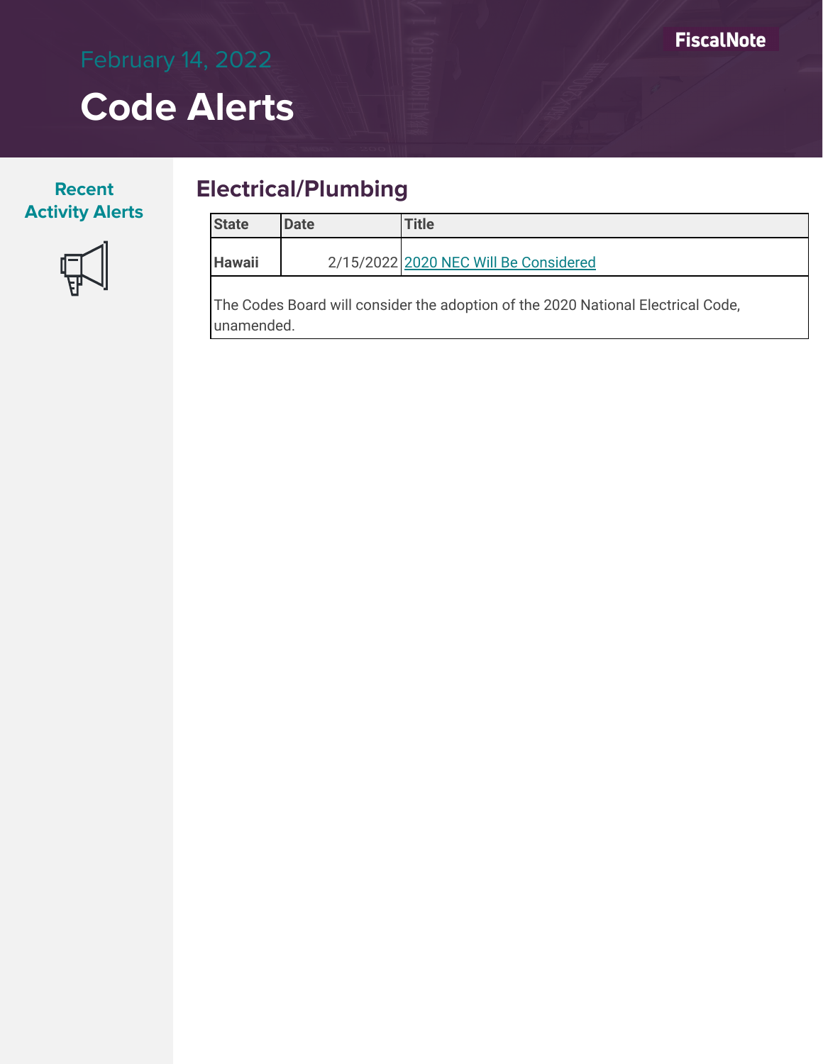# Code Alerts

February 14, 2022

**Recent Activity Alerts**

## Electrical/Plumbing

| State | Date | Title |
| --- | --- | --- |
| **Hawaii** | 2/15/2022 | 2020 NEC Will Be Considered |
| The Codes Board will consider the adoption of the 2020 National Electrical Code, unamended. | | |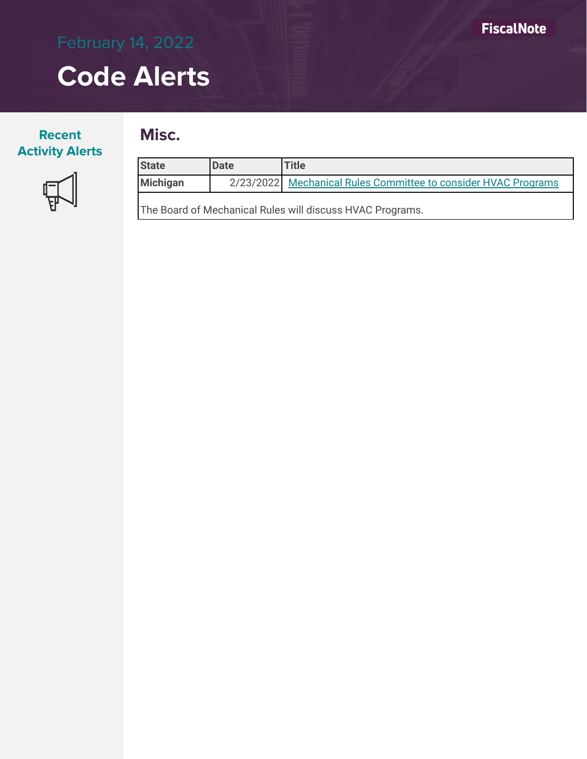February 14, 2022

# Code Alerts

Recent Activity Alerts

## Misc.

| State | Date | Title |
|---|---|---|
| **Michigan** | 2/23/2022 | Mechanical Rules Committee to consider HVAC Programs |
| The Board of Mechanical Rules will discuss HVAC Programs. | | |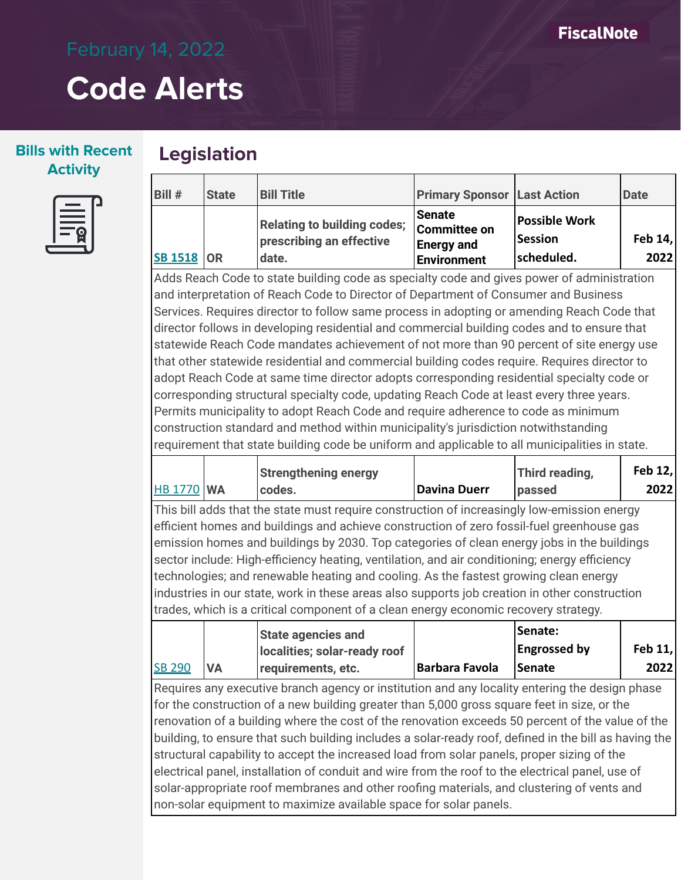# Code Alerts

February 14, 2022

**Bills with Recent Activity**

## Legislation

| Bill # | State | Bill Title | Primary Sponsor | Last Action | Date |
|---|---|---|---|---|---|
| SB 1518 | OR | Relating to building codes; prescribing an effective date. | Senate Committee on Energy and Environment | Possible Work Session scheduled. | Feb 14, 2022 |
| Adds Reach Code to state building code as specialty code and gives power of administration and interpretation of Reach Code to Director of Department of Consumer and Business Services. Requires director to follow same process in adopting or amending Reach Code that director follows in developing residential and commercial building codes and to ensure that statewide Reach Code mandates achievement of not more than 90 percent of site energy use that other statewide residential and commercial building codes require. Requires director to adopt Reach Code at same time director adopts corresponding residential specialty code or corresponding structural specialty code, updating Reach Code at least every three years. Permits municipality to adopt Reach Code and require adherence to code as minimum construction standard and method within municipality's jurisdiction notwithstanding requirement that state building code be uniform and applicable to all municipalities in state. | | | | | |
| HB 1770 | WA | Strengthening energy codes. | Davina Duerr | Third reading, passed | Feb 12, 2022 |
| This bill adds that the state must require construction of increasingly low-emission energy efficient homes and buildings and achieve construction of zero fossil-fuel greenhouse gas emission homes and buildings by 2030. Top categories of clean energy jobs in the buildings sector include: High-efficiency heating, ventilation, and air conditioning; energy efficiency technologies; and renewable heating and cooling. As the fastest growing clean energy industries in our state, work in these areas also supports job creation in other construction trades, which is a critical component of a clean energy economic recovery strategy. | | | | | |
| SB 290 | VA | State agencies and localities; solar-ready roof requirements, etc. | Barbara Favola | Senate: Engrossed by Senate | Feb 11, 2022 |
| Requires any executive branch agency or institution and any locality entering the design phase for the construction of a new building greater than 5,000 gross square feet in size, or the renovation of a building where the cost of the renovation exceeds 50 percent of the value of the building, to ensure that such building includes a solar-ready roof, defined in the bill as having the structural capability to accept the increased load from solar panels, proper sizing of the electrical panel, installation of conduit and wire from the roof to the electrical panel, use of solar-appropriate roof membranes and other roofing materials, and clustering of vents and non-solar equipment to maximize available space for solar panels. | | | | | |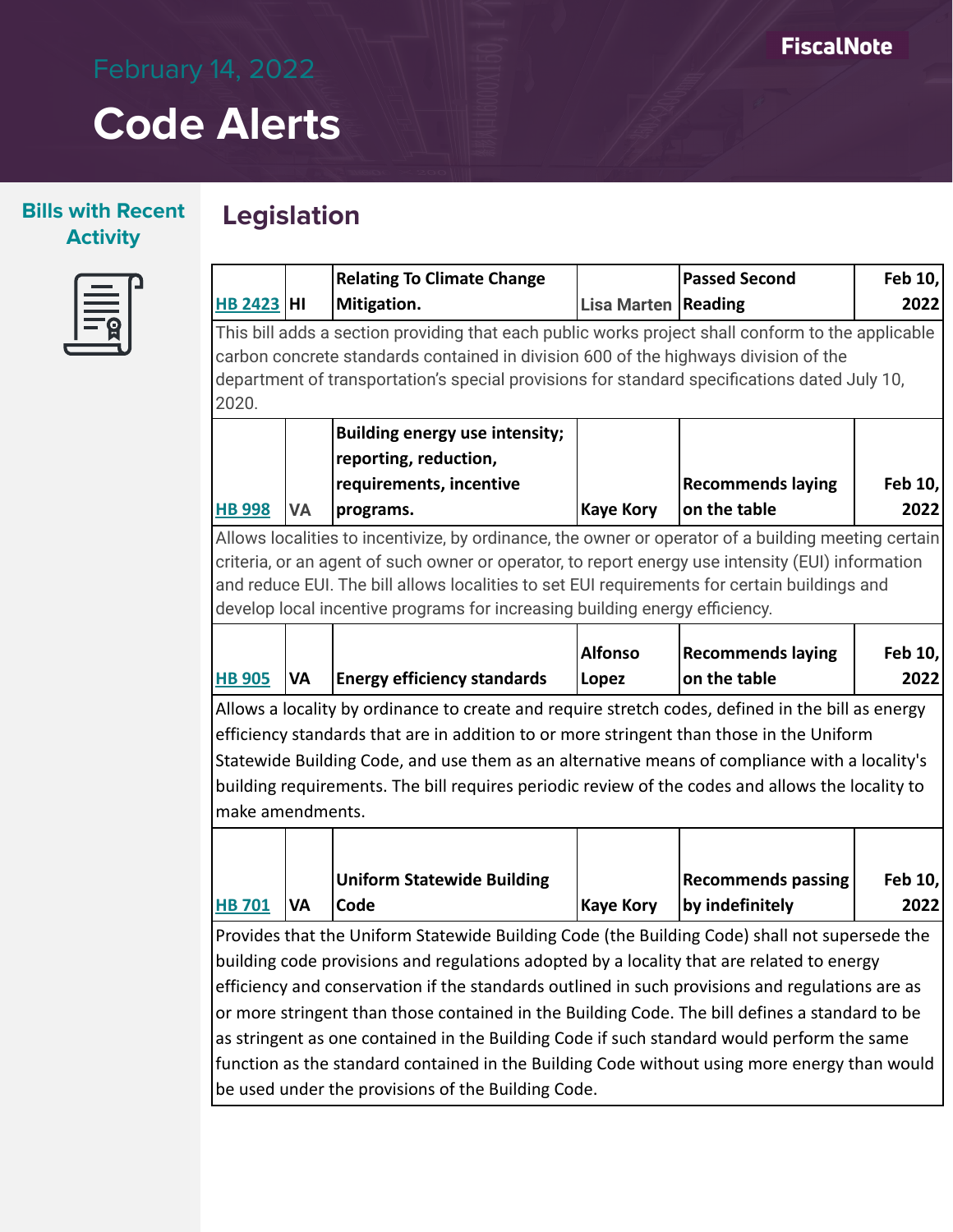February 14, 2022

# Code Alerts

FiscalNote

**Bills with Recent Activity**

## Legislation

| Bill | State | Title | Sponsor | Status | Date |
|---|---|---|---|---|---|
| HB 2423 | HI | **Relating To Climate Change Mitigation.** | Lisa Marten | Passed Second Reading | Feb 10, 2022 |

This bill adds a section providing that each public works project shall conform to the applicable carbon concrete standards contained in division 600 of the highways division of the department of transportation's special provisions for standard specifications dated July 10, 2020.

| Bill | State | Title | Sponsor | Status | Date |
|---|---|---|---|---|---|
| HB 998 | VA | **Building energy use intensity; reporting, reduction, requirements, incentive programs.** | Kaye Kory | Recommends laying on the table | Feb 10, 2022 |

Allows localities to incentivize, by ordinance, the owner or operator of a building meeting certain criteria, or an agent of such owner or operator, to report energy use intensity (EUI) information and reduce EUI. The bill allows localities to set EUI requirements for certain buildings and develop local incentive programs for increasing building energy efficiency.

| Bill | State | Title | Sponsor | Status | Date |
|---|---|---|---|---|---|
| HB 905 | VA | **Energy efficiency standards** | Alfonso Lopez | Recommends laying on the table | Feb 10, 2022 |

Allows a locality by ordinance to create and require stretch codes, defined in the bill as energy efficiency standards that are in addition to or more stringent than those in the Uniform Statewide Building Code, and use them as an alternative means of compliance with a locality's building requirements. The bill requires periodic review of the codes and allows the locality to make amendments.

| Bill | State | Title | Sponsor | Status | Date |
|---|---|---|---|---|---|
| HB 701 | VA | **Uniform Statewide Building Code** | Kaye Kory | Recommends passing by indefinitely | Feb 10, 2022 |

Provides that the Uniform Statewide Building Code (the Building Code) shall not supersede the building code provisions and regulations adopted by a locality that are related to energy efficiency and conservation if the standards outlined in such provisions and regulations are as or more stringent than those contained in the Building Code. The bill defines a standard to be as stringent as one contained in the Building Code if such standard would perform the same function as the standard contained in the Building Code without using more energy than would be used under the provisions of the Building Code.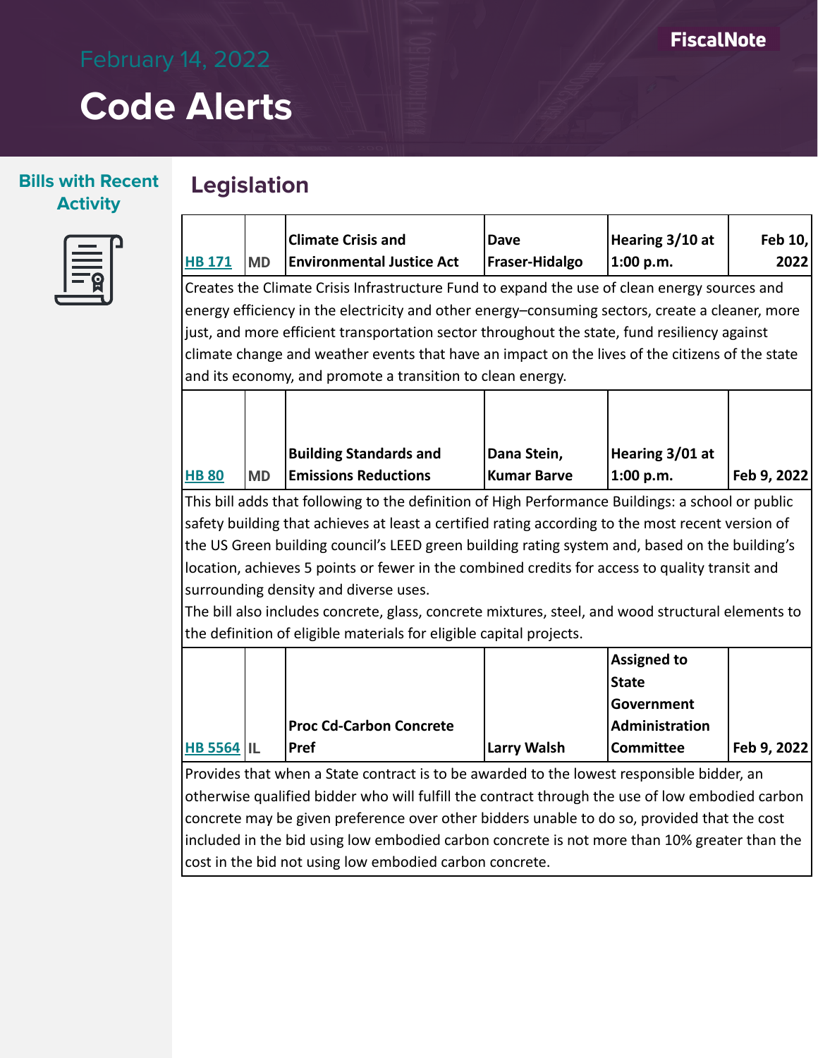February 14, 2022

# Code Alerts

## Bills with Recent Activity

## Legislation

| Bill | State | Title | Sponsor | Status | Date |
|---|---|---|---|---|---|
| HB 171 | MD | Climate Crisis and Environmental Justice Act | Dave Fraser-Hidalgo | Hearing 3/10 at 1:00 p.m. | Feb 10, 2022 |

Creates the Climate Crisis Infrastructure Fund to expand the use of clean energy sources and energy efficiency in the electricity and other energy–consuming sectors, create a cleaner, more just, and more efficient transportation sector throughout the state, fund resiliency against climate change and weather events that have an impact on the lives of the citizens of the state and its economy, and promote a transition to clean energy.

| Bill | State | Title | Sponsor | Status | Date |
|---|---|---|---|---|---|
| HB 80 | MD | Building Standards and Emissions Reductions | Dana Stein, Kumar Barve | Hearing 3/01 at 1:00 p.m. | Feb 9, 2022 |

This bill adds that following to the definition of High Performance Buildings: a school or public safety building that achieves at least a certified rating according to the most recent version of the US Green building council's LEED green building rating system and, based on the building's location, achieves 5 points or fewer in the combined credits for access to quality transit and surrounding density and diverse uses.

The bill also includes concrete, glass, concrete mixtures, steel, and wood structural elements to the definition of eligible materials for eligible capital projects.

| Bill | State | Title | Sponsor | Status | Date |
|---|---|---|---|---|---|
| HB 5564 | IL | Proc Cd-Carbon Concrete Pref | Larry Walsh | Assigned to State Government Administration Committee | Feb 9, 2022 |

Provides that when a State contract is to be awarded to the lowest responsible bidder, an otherwise qualified bidder who will fulfill the contract through the use of low embodied carbon concrete may be given preference over other bidders unable to do so, provided that the cost included in the bid using low embodied carbon concrete is not more than 10% greater than the cost in the bid not using low embodied carbon concrete.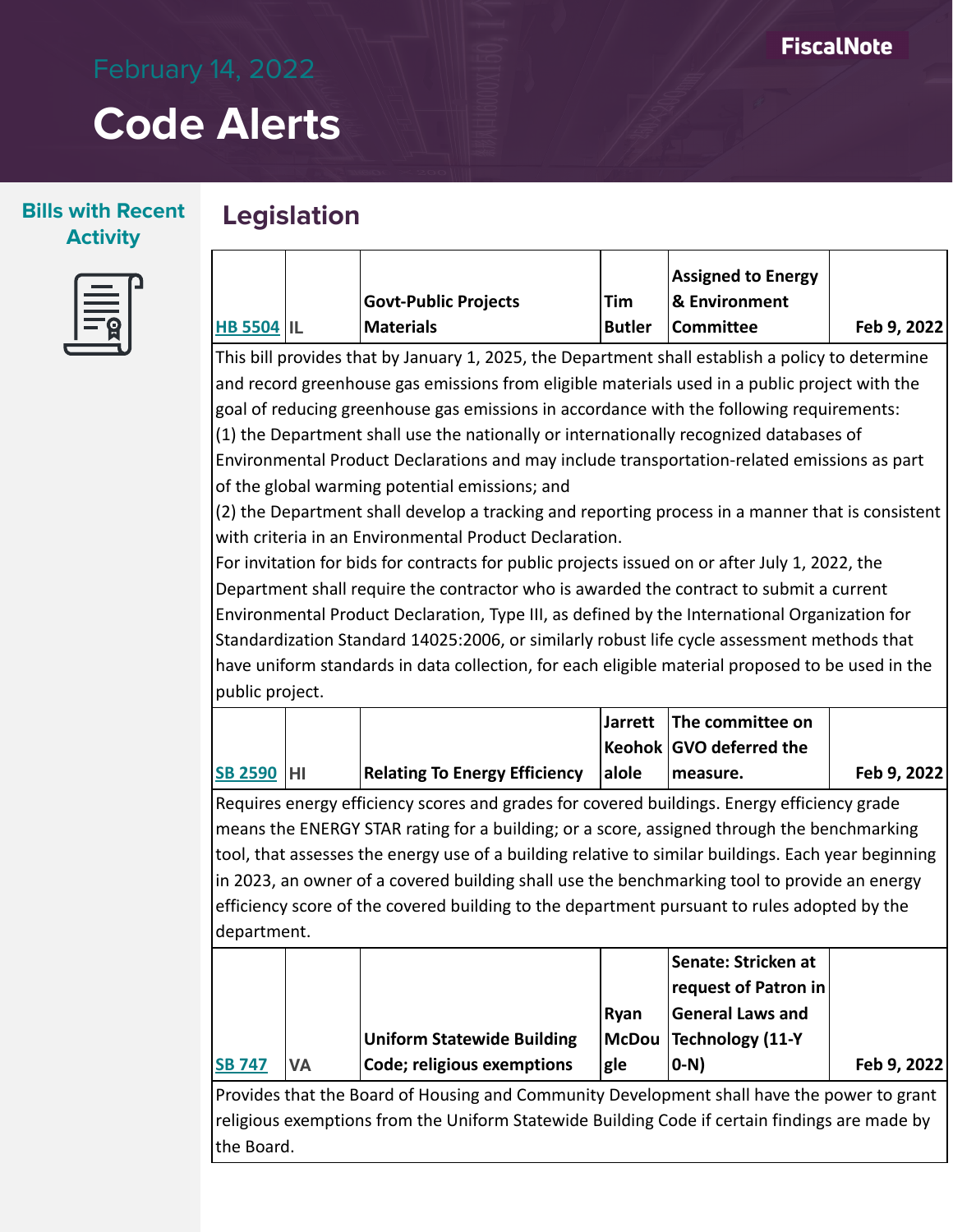# Code Alerts

February 14, 2022

FiscalNote

**Bills with Recent Activity**

## Legislation

| | | | | | |
|---|---|---|---|---|---|
| **HB 5504** | **IL** | **Govt-Public Projects Materials** | **Tim Butler** | **Assigned to Energy & Environment Committee** | **Feb 9, 2022** |

This bill provides that by January 1, 2025, the Department shall establish a policy to determine and record greenhouse gas emissions from eligible materials used in a public project with the goal of reducing greenhouse gas emissions in accordance with the following requirements:
(1) the Department shall use the nationally or internationally recognized databases of Environmental Product Declarations and may include transportation-related emissions as part of the global warming potential emissions; and
(2) the Department shall develop a tracking and reporting process in a manner that is consistent with criteria in an Environmental Product Declaration.
For invitation for bids for contracts for public projects issued on or after July 1, 2022, the Department shall require the contractor who is awarded the contract to submit a current Environmental Product Declaration, Type III, as defined by the International Organization for Standardization Standard 14025:2006, or similarly robust life cycle assessment methods that have uniform standards in data collection, for each eligible material proposed to be used in the public project.

| | | | | | |
|---|---|---|---|---|---|
| **SB 2590** | **HI** | **Relating To Energy Efficiency** | **Jarrett Keohokalole** | **The committee on GVO deferred the measure.** | **Feb 9, 2022** |

Requires energy efficiency scores and grades for covered buildings. Energy efficiency grade means the ENERGY STAR rating for a building; or a score, assigned through the benchmarking tool, that assesses the energy use of a building relative to similar buildings. Each year beginning in 2023, an owner of a covered building shall use the benchmarking tool to provide an energy efficiency score of the covered building to the department pursuant to rules adopted by the department.

| | | | | | |
|---|---|---|---|---|---|
| **SB 747** | **VA** | **Uniform Statewide Building Code; religious exemptions** | **Ryan McDougle** | **Senate: Stricken at request of Patron in General Laws and Technology (11-Y 0-N)** | **Feb 9, 2022** |

Provides that the Board of Housing and Community Development shall have the power to grant religious exemptions from the Uniform Statewide Building Code if certain findings are made by the Board.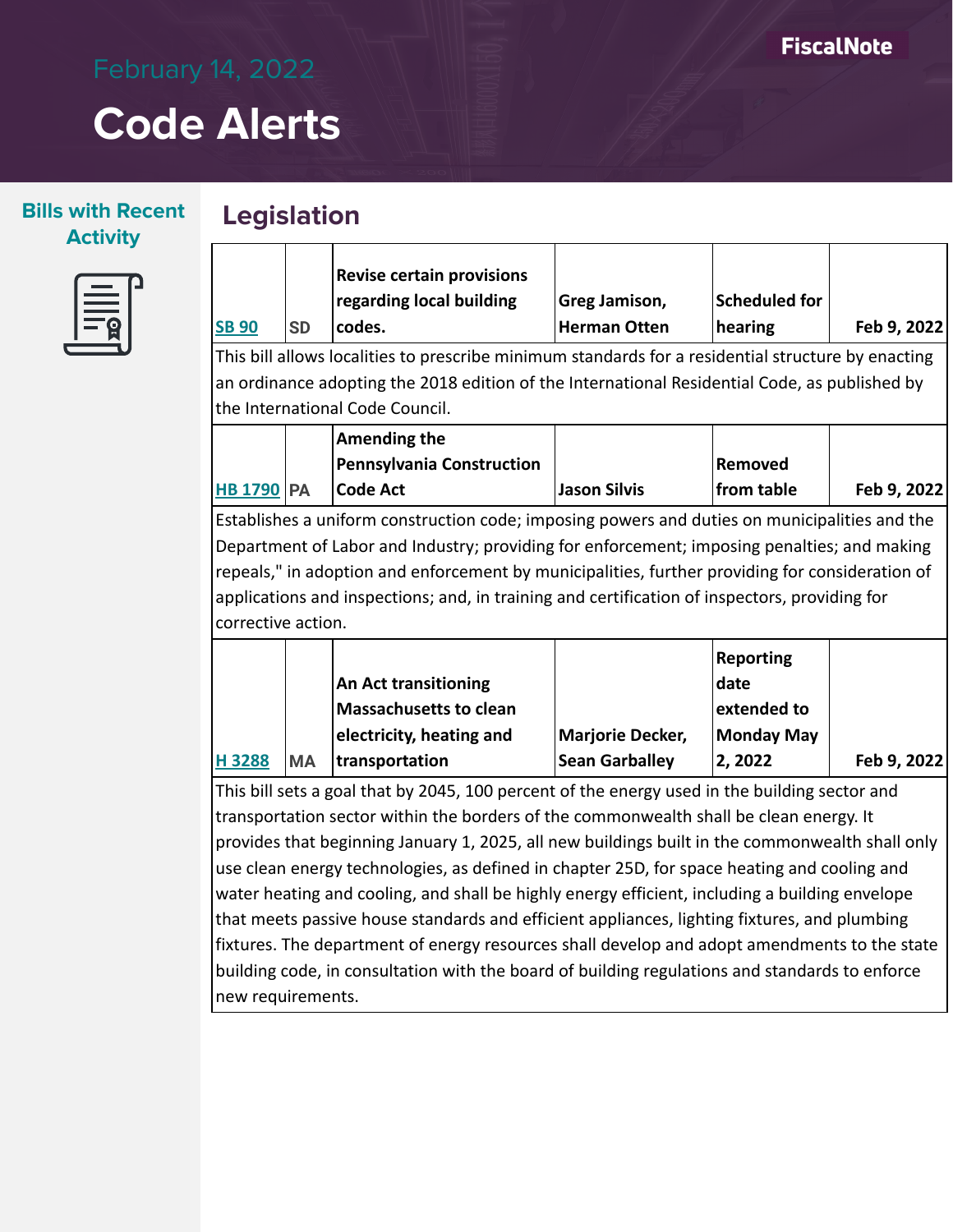# Code Alerts

February 14, 2022

## Bills with Recent Activity

## Legislation

| Bill | State | Title | Sponsors | Status | Date |
|---|---|---|---|---|---|
| **SB 90** | **SD** | **Revise certain provisions regarding local building codes.** | **Greg Jamison, Herman Otten** | **Scheduled for hearing** | **Feb 9, 2022** |

This bill allows localities to prescribe minimum standards for a residential structure by enacting an ordinance adopting the 2018 edition of the International Residential Code, as published by the International Code Council.

| Bill | State | Title | Sponsors | Status | Date |
|---|---|---|---|---|---|
| **HB 1790** | **PA** | **Amending the Pennsylvania Construction Code Act** | **Jason Silvis** | **Removed from table** | **Feb 9, 2022** |

Establishes a uniform construction code; imposing powers and duties on municipalities and the Department of Labor and Industry; providing for enforcement; imposing penalties; and making repeals," in adoption and enforcement by municipalities, further providing for consideration of applications and inspections; and, in training and certification of inspectors, providing for corrective action.

| Bill | State | Title | Sponsors | Status | Date |
|---|---|---|---|---|---|
| **H 3288** | **MA** | **An Act transitioning Massachusetts to clean electricity, heating and transportation** | **Marjorie Decker, Sean Garballey** | **Reporting date extended to Monday May 2, 2022** | **Feb 9, 2022** |

This bill sets a goal that by 2045, 100 percent of the energy used in the building sector and transportation sector within the borders of the commonwealth shall be clean energy. It provides that beginning January 1, 2025, all new buildings built in the commonwealth shall only use clean energy technologies, as defined in chapter 25D, for space heating and cooling and water heating and cooling, and shall be highly energy efficient, including a building envelope that meets passive house standards and efficient appliances, lighting fixtures, and plumbing fixtures. The department of energy resources shall develop and adopt amendments to the state building code, in consultation with the board of building regulations and standards to enforce new requirements.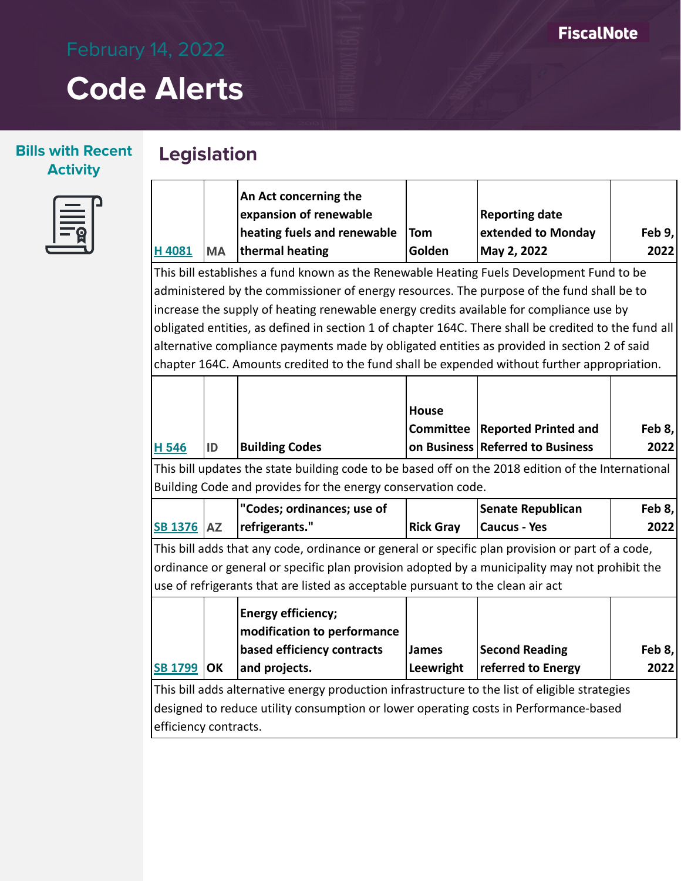# Code Alerts

February 14, 2022

**Bills with Recent Activity**

## Legislation

| | | | | | |
|---|---|---|---|---|---|
| **H 4081** | **MA** | **An Act concerning the expansion of renewable heating fuels and renewable thermal heating** | **Tom Golden** | **Reporting date extended to Monday May 2, 2022** | **Feb 9, 2022** |
| This bill establishes a fund known as the Renewable Heating Fuels Development Fund to be administered by the commissioner of energy resources. The purpose of the fund shall be to increase the supply of heating renewable energy credits available for compliance use by obligated entities, as defined in section 1 of chapter 164C. There shall be credited to the fund all alternative compliance payments made by obligated entities as provided in section 2 of said chapter 164C. Amounts credited to the fund shall be expended without further appropriation. | | | | | |
| **H 546** | **ID** | **Building Codes** | **House Committee on Business** | **Reported Printed and Referred to Business** | **Feb 8, 2022** |
| This bill updates the state building code to be based off on the 2018 edition of the International Building Code and provides for the energy conservation code. | | | | | |
| **SB 1376** | **AZ** | **"Codes; ordinances; use of refrigerants."** | **Rick Gray** | **Senate Republican Caucus - Yes** | **Feb 8, 2022** |
| This bill adds that any code, ordinance or general or specific plan provision or part of a code, ordinance or general or specific plan provision adopted by a municipality may not prohibit the use of refrigerants that are listed as acceptable pursuant to the clean air act | | | | | |
| **SB 1799** | **OK** | **Energy efficiency; modification to performance based efficiency contracts and projects.** | **James Leewright** | **Second Reading referred to Energy** | **Feb 8, 2022** |
| This bill adds alternative energy production infrastructure to the list of eligible strategies designed to reduce utility consumption or lower operating costs in Performance-based efficiency contracts. | | | | | |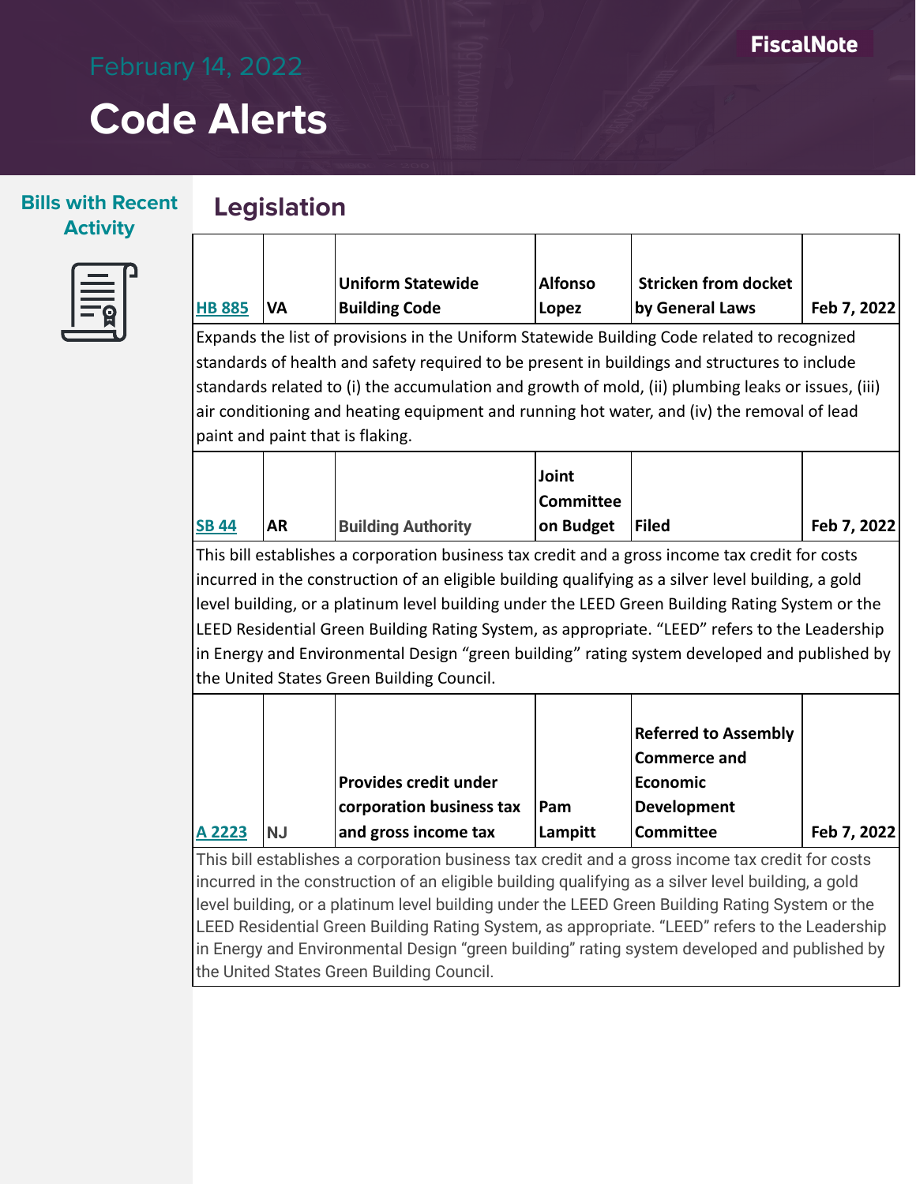# February 14, 2022

# Code Alerts

## Bills with Recent Activity

## Legislation

| | | | | | |
|---|---|---|---|---|---|
| HB 885 | VA | Uniform Statewide Building Code | Alfonso Lopez | Stricken from docket by General Laws | Feb 7, 2022 |
| Expands the list of provisions in the Uniform Statewide Building Code related to recognized standards of health and safety required to be present in buildings and structures to include standards related to (i) the accumulation and growth of mold, (ii) plumbing leaks or issues, (iii) air conditioning and heating equipment and running hot water, and (iv) the removal of lead paint and paint that is flaking. | | | | | |
| SB 44 | AR | Building Authority | Joint Committee on Budget | Filed | Feb 7, 2022 |
| This bill establishes a corporation business tax credit and a gross income tax credit for costs incurred in the construction of an eligible building qualifying as a silver level building, a gold level building, or a platinum level building under the LEED Green Building Rating System or the LEED Residential Green Building Rating System, as appropriate. "LEED" refers to the Leadership in Energy and Environmental Design "green building" rating system developed and published by the United States Green Building Council. | | | | | |
| A 2223 | NJ | Provides credit under corporation business tax and gross income tax | Pam Lampitt | Referred to Assembly Commerce and Economic Development Committee | Feb 7, 2022 |
| This bill establishes a corporation business tax credit and a gross income tax credit for costs incurred in the construction of an eligible building qualifying as a silver level building, a gold level building, or a platinum level building under the LEED Green Building Rating System or the LEED Residential Green Building Rating System, as appropriate. "LEED" refers to the Leadership in Energy and Environmental Design "green building" rating system developed and published by the United States Green Building Council. | | | | | |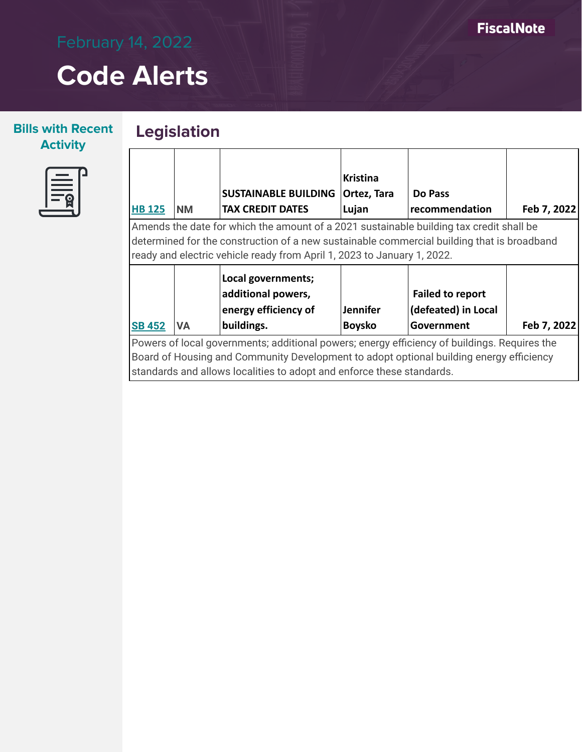# Code Alerts

February 14, 2022

## Bills with Recent Activity

## Legislation

| Bill | State | Title | Sponsor | Status | Date |
|---|---|---|---|---|---|
| HB 125 | NM | SUSTAINABLE BUILDING TAX CREDIT DATES | Kristina Ortez, Tara Lujan | Do Pass recommendation | Feb 7, 2022 |
| Amends the date for which the amount of a 2021 sustainable building tax credit shall be determined for the construction of a new sustainable commercial building that is broadband ready and electric vehicle ready from April 1, 2023 to January 1, 2022. | | | | | |
| SB 452 | VA | Local governments; additional powers, energy efficiency of buildings. | Jennifer Boysko | Failed to report (defeated) in Local Government | Feb 7, 2022 |
| Powers of local governments; additional powers; energy efficiency of buildings. Requires the Board of Housing and Community Development to adopt optional building energy efficiency standards and allows localities to adopt and enforce these standards. | | | | | |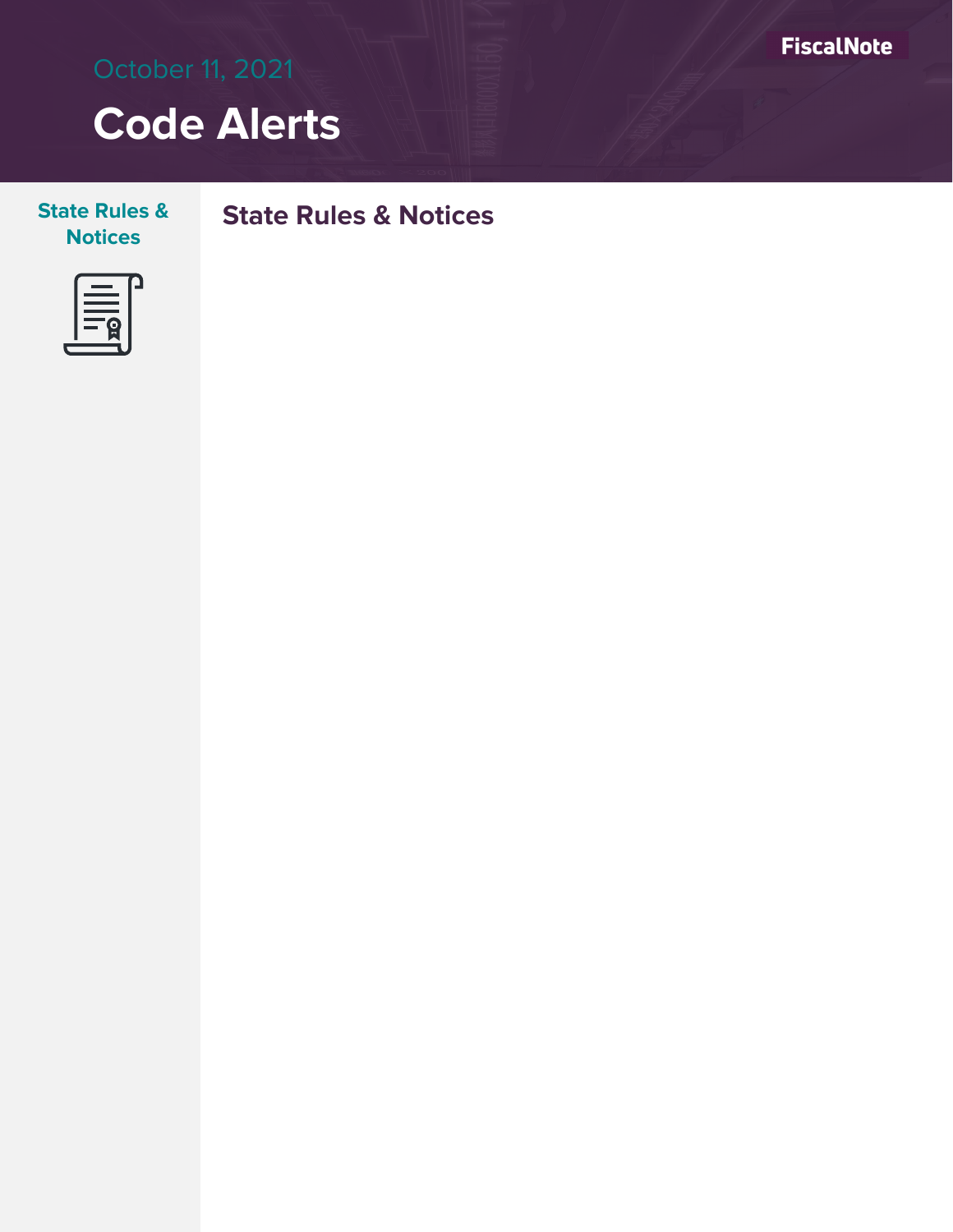October 11, 2021

# Code Alerts

FiscalNote

State Rules & Notices

## State Rules & Notices